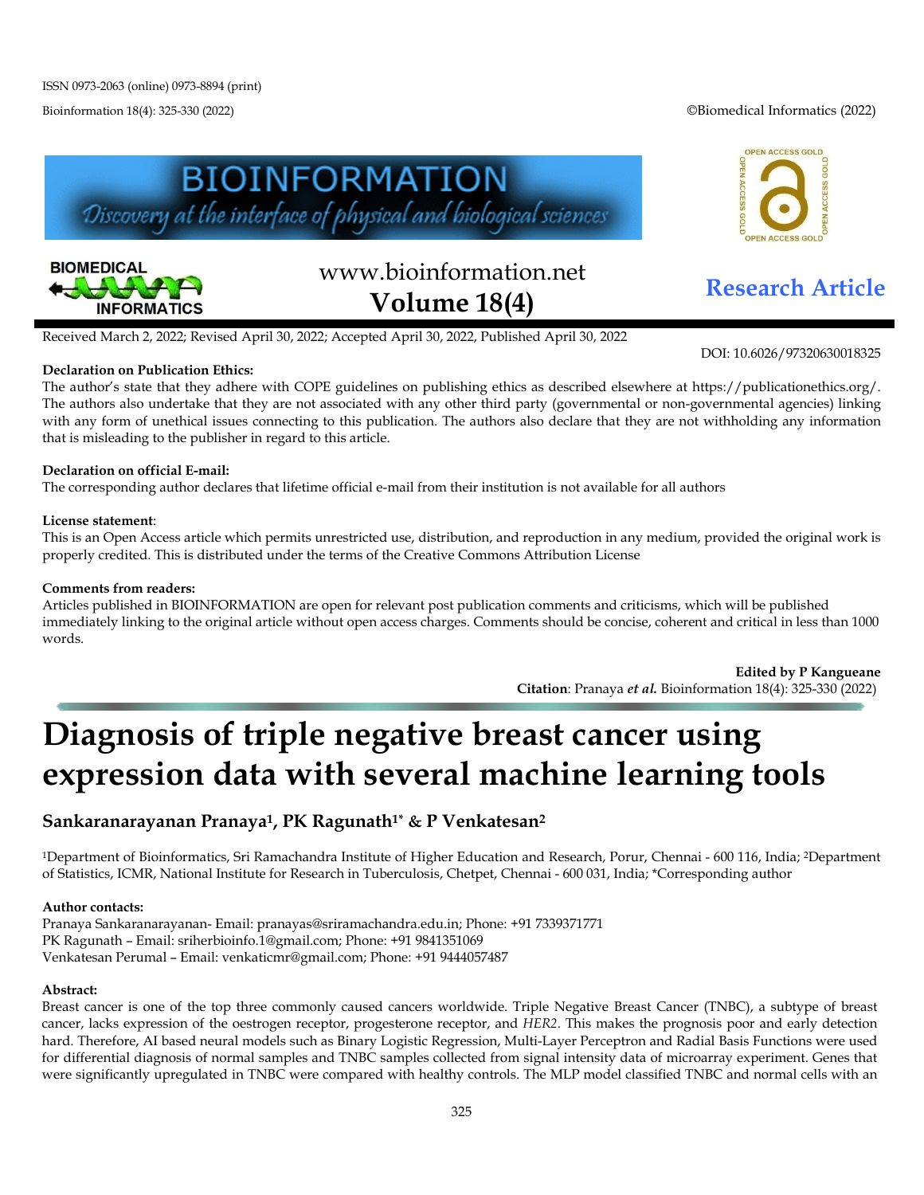ISSN 0973-2063 (online) 0973-8894 (print)

Bioinformation 18(4): 325-330 (2022)

©Biomedical Informatics (2022)

www.bioinformation.net
**Volume 18(4)**

**Research Article**

Received March 2, 2022; Revised April 30, 2022; Accepted April 30, 2022, Published April 30, 2022

DOI: 10.6026/97320630018325

**Declaration on Publication Ethics:**
The author's state that they adhere with COPE guidelines on publishing ethics as described elsewhere at https://publicationethics.org/. The authors also undertake that they are not associated with any other third party (governmental or non-governmental agencies) linking with any form of unethical issues connecting to this publication. The authors also declare that they are not withholding any information that is misleading to the publisher in regard to this article.

**Declaration on official E-mail:**
The corresponding author declares that lifetime official e-mail from their institution is not available for all authors

**License statement**:
This is an Open Access article which permits unrestricted use, distribution, and reproduction in any medium, provided the original work is properly credited. This is distributed under the terms of the Creative Commons Attribution License

**Comments from readers:**
Articles published in BIOINFORMATION are open for relevant post publication comments and criticisms, which will be published immediately linking to the original article without open access charges. Comments should be concise, coherent and critical in less than 1000 words.

**Edited by P Kangueane**
**Citation**: Pranaya *et al.* Bioinformation 18(4): 325-330 (2022)

# Diagnosis of triple negative breast cancer using expression data with several machine learning tools

**Sankaranarayanan Pranaya[1], PK Ragunath[1*] & P Venkatesan[2]**

[1]Department of Bioinformatics, Sri Ramachandra Institute of Higher Education and Research, Porur, Chennai - 600 116, India; [2]Department of Statistics, ICMR, National Institute for Research in Tuberculosis, Chetpet, Chennai - 600 031, India; *Corresponding author

**Author contacts:**
Pranaya Sankaranarayanan- Email: pranayas@sriramachandra.edu.in; Phone: +91 7339371771
PK Ragunath – Email: sriherbioinfo.1@gmail.com; Phone: +91 9841351069
Venkatesan Perumal – Email: venkaticmr@gmail.com; Phone: +91 9444057487

**Abstract:**
Breast cancer is one of the top three commonly caused cancers worldwide. Triple Negative Breast Cancer (TNBC), a subtype of breast cancer, lacks expression of the oestrogen receptor, progesterone receptor, and *HER2*. This makes the prognosis poor and early detection hard. Therefore, AI based neural models such as Binary Logistic Regression, Multi-Layer Perceptron and Radial Basis Functions were used for differential diagnosis of normal samples and TNBC samples collected from signal intensity data of microarray experiment. Genes that were significantly upregulated in TNBC were compared with healthy controls. The MLP model classified TNBC and normal cells with an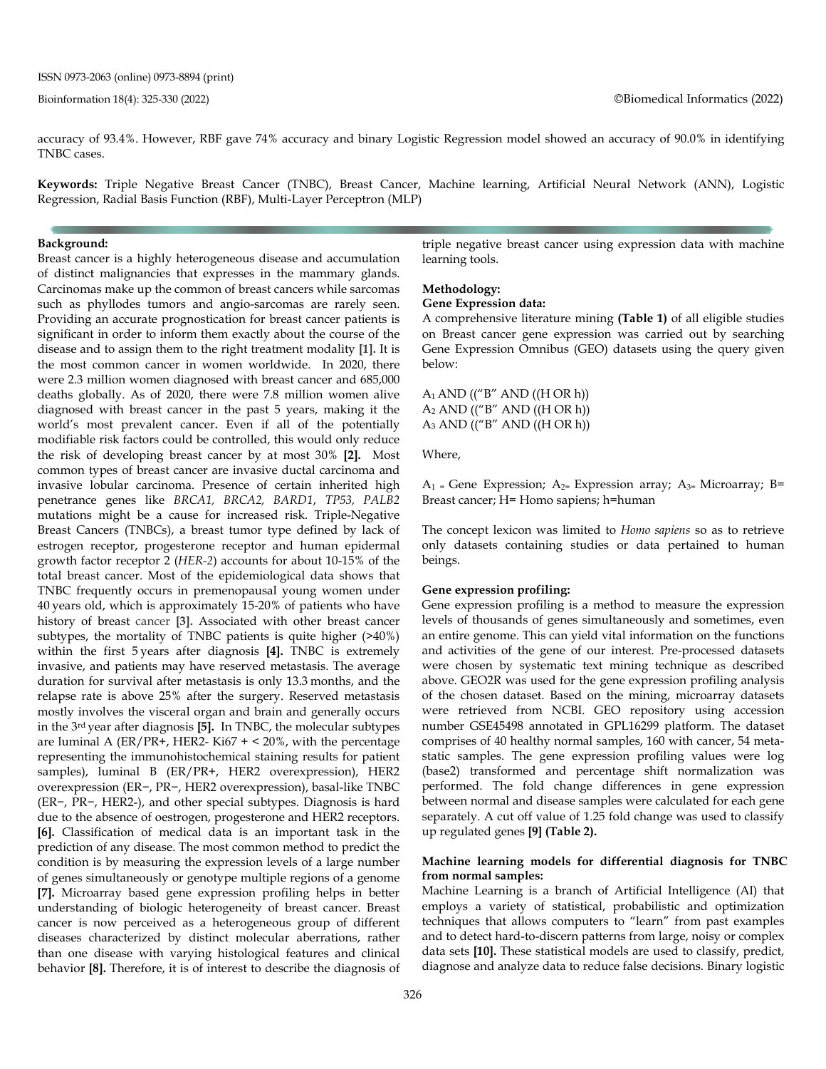accuracy of 93.4%. However, RBF gave 74% accuracy and binary Logistic Regression model showed an accuracy of 90.0% in identifying TNBC cases.

**Keywords:** Triple Negative Breast Cancer (TNBC), Breast Cancer, Machine learning, Artificial Neural Network (ANN), Logistic Regression, Radial Basis Function (RBF), Multi-Layer Perceptron (MLP)

## Background:

Breast cancer is a highly heterogeneous disease and accumulation of distinct malignancies that expresses in the mammary glands. Carcinomas make up the common of breast cancers while sarcomas such as phyllodes tumors and angio-sarcomas are rarely seen. Providing an accurate prognostication for breast cancer patients is significant in order to inform them exactly about the course of the disease and to assign them to the right treatment modality **[1].** It is the most common cancer in women worldwide. In 2020, there were 2.3 million women diagnosed with breast cancer and 685,000 deaths globally. As of 2020, there were 7.8 million women alive diagnosed with breast cancer in the past 5 years, making it the world's most prevalent cancer. Even if all of the potentially modifiable risk factors could be controlled, this would only reduce the risk of developing breast cancer by at most 30% **[2].** Most common types of breast cancer are invasive ductal carcinoma and invasive lobular carcinoma. Presence of certain inherited high penetrance genes like *BRCA1, BRCA2, BARD1*, *TP53, PALB2* mutations might be a cause for increased risk. Triple-Negative Breast Cancers (TNBCs), a breast tumor type defined by lack of estrogen receptor, progesterone receptor and human epidermal growth factor receptor 2 (*HER-2*) accounts for about 10-15% of the total breast cancer. Most of the epidemiological data shows that TNBC frequently occurs in premenopausal young women under 40 years old, which is approximately 15-20% of patients who have history of breast cancer **[3].** Associated with other breast cancer subtypes, the mortality of TNBC patients is quite higher (>40%) within the first 5 years after diagnosis **[4].** TNBC is extremely invasive, and patients may have reserved metastasis. The average duration for survival after metastasis is only 13.3 months, and the relapse rate is above 25% after the surgery. Reserved metastasis mostly involves the visceral organ and brain and generally occurs in the 3rd year after diagnosis **[5].** In TNBC, the molecular subtypes are luminal A (ER/PR+, HER2- Ki67 + < 20%, with the percentage representing the immunohistochemical staining results for patient samples), luminal B (ER/PR+, HER2 overexpression), HER2 overexpression (ER−, PR−, HER2 overexpression), basal-like TNBC (ER−, PR−, HER2-), and other special subtypes. Diagnosis is hard due to the absence of oestrogen, progesterone and HER2 receptors. **[6].** Classification of medical data is an important task in the prediction of any disease. The most common method to predict the condition is by measuring the expression levels of a large number of genes simultaneously or genotype multiple regions of a genome **[7].** Microarray based gene expression profiling helps in better understanding of biologic heterogeneity of breast cancer. Breast cancer is now perceived as a heterogeneous group of different diseases characterized by distinct molecular aberrations, rather than one disease with varying histological features and clinical behavior **[8].** Therefore, it is of interest to describe the diagnosis of triple negative breast cancer using expression data with machine learning tools.

## Methodology:

### Gene Expression data:

A comprehensive literature mining **(Table 1)** of all eligible studies on Breast cancer gene expression was carried out by searching Gene Expression Omnibus (GEO) datasets using the query given below:

$A_1$ AND ((“B” AND ((H OR h))
$A_2$ AND ((“B” AND ((H OR h))
$A_3$ AND ((“B” AND ((H OR h))

Where,

$A_1$ = Gene Expression; $A_2$= Expression array; $A_3$= Microarray; B= Breast cancer; H= Homo sapiens; h=human

The concept lexicon was limited to *Homo sapiens* so as to retrieve only datasets containing studies or data pertained to human beings.

### Gene expression profiling:

Gene expression profiling is a method to measure the expression levels of thousands of genes simultaneously and sometimes, even an entire genome. This can yield vital information on the functions and activities of the gene of our interest. Pre-processed datasets were chosen by systematic text mining technique as described above. GEO2R was used for the gene expression profiling analysis of the chosen dataset. Based on the mining, microarray datasets were retrieved from NCBI. GEO repository using accession number GSE45498 annotated in GPL16299 platform. The dataset comprises of 40 healthy normal samples, 160 with cancer, 54 metastatic samples. The gene expression profiling values were log (base2) transformed and percentage shift normalization was performed. The fold change differences in gene expression between normal and disease samples were calculated for each gene separately. A cut off value of 1.25 fold change was used to classify up regulated genes **[9] (Table 2).**

### Machine learning models for differential diagnosis for TNBC from normal samples:

Machine Learning is a branch of Artificial Intelligence (AI) that employs a variety of statistical, probabilistic and optimization techniques that allows computers to “learn” from past examples and to detect hard-to-discern patterns from large, noisy or complex data sets **[10].** These statistical models are used to classify, predict, diagnose and analyze data to reduce false decisions. Binary logistic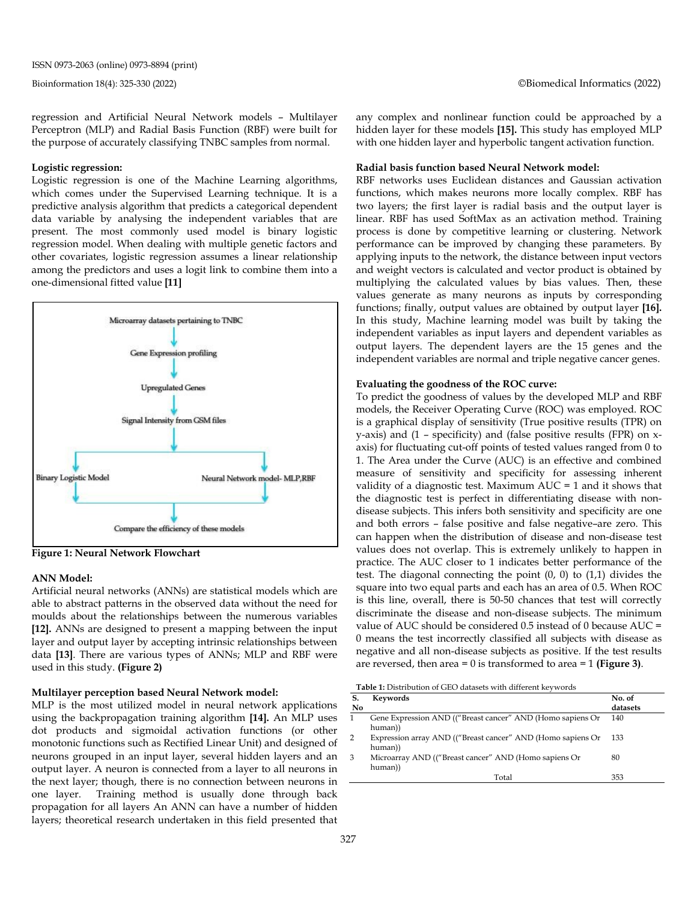regression and Artificial Neural Network models – Multilayer Perceptron (MLP) and Radial Basis Function (RBF) were built for the purpose of accurately classifying TNBC samples from normal.

**Logistic regression:**

Logistic regression is one of the Machine Learning algorithms, which comes under the Supervised Learning technique. It is a predictive analysis algorithm that predicts a categorical dependent data variable by analysing the independent variables that are present. The most commonly used model is binary logistic regression model. When dealing with multiple genetic factors and other covariates, logistic regression assumes a linear relationship among the predictors and uses a logit link to combine them into a one-dimensional fitted value **[11]**

Microarray datasets pertaining to TNBC

Gene Expression profiling

Upregulated Genes

Signal Intensity from GSM files

Binary Logistic Model

Neural Network model- MLP,RBF

Compare the efficiency of these models

**Figure 1: Neural Network Flowchart**

**ANN Model:**

Artificial neural networks (ANNs) are statistical models which are able to abstract patterns in the observed data without the need for moulds about the relationships between the numerous variables **[12].** ANNs are designed to present a mapping between the input layer and output layer by accepting intrinsic relationships between data **[13]**. There are various types of ANNs; MLP and RBF were used in this study. **(Figure 2)**

**Multilayer perception based Neural Network model:**

MLP is the most utilized model in neural network applications using the backpropagation training algorithm **[14].** An MLP uses dot products and sigmoidal activation functions (or other monotonic functions such as Rectified Linear Unit) and designed of neurons grouped in an input layer, several hidden layers and an output layer. A neuron is connected from a layer to all neurons in the next layer; though, there is no connection between neurons in one layer. Training method is usually done through back propagation for all layers An ANN can have a number of hidden layers; theoretical research undertaken in this field presented that any complex and nonlinear function could be approached by a hidden layer for these models **[15].** This study has employed MLP with one hidden layer and hyperbolic tangent activation function.

**Radial basis function based Neural Network model:**

RBF networks uses Euclidean distances and Gaussian activation functions, which makes neurons more locally complex. RBF has two layers; the first layer is radial basis and the output layer is linear. RBF has used SoftMax as an activation method. Training process is done by competitive learning or clustering. Network performance can be improved by changing these parameters. By applying inputs to the network, the distance between input vectors and weight vectors is calculated and vector product is obtained by multiplying the calculated values by bias values. Then, these values generate as many neurons as inputs by corresponding functions; finally, output values are obtained by output layer **[16].** In this study, Machine learning model was built by taking the independent variables as input layers and dependent variables as output layers. The dependent layers are the 15 genes and the independent variables are normal and triple negative cancer genes.

**Evaluating the goodness of the ROC curve:**

To predict the goodness of values by the developed MLP and RBF models, the Receiver Operating Curve (ROC) was employed. ROC is a graphical display of sensitivity (True positive results (TPR) on y-axis) and (1 – specificity) and (false positive results (FPR) on x-axis) for fluctuating cut-off points of tested values ranged from 0 to 1. The Area under the Curve (AUC) is an effective and combined measure of sensitivity and specificity for assessing inherent validity of a diagnostic test. Maximum AUC = 1 and it shows that the diagnostic test is perfect in differentiating disease with non-disease subjects. This infers both sensitivity and specificity are one and both errors – false positive and false negative–are zero. This can happen when the distribution of disease and non-disease test values does not overlap. This is extremely unlikely to happen in practice. The AUC closer to 1 indicates better performance of the test. The diagonal connecting the point (0, 0) to (1,1) divides the square into two equal parts and each has an area of 0.5. When ROC is this line, overall, there is 50-50 chances that test will correctly discriminate the disease and non-disease subjects. The minimum value of AUC should be considered 0.5 instead of 0 because AUC = 0 means the test incorrectly classified all subjects with disease as negative and all non-disease subjects as positive. If the test results are reversed, then area = 0 is transformed to area = 1 **(Figure 3)**.

**Table 1:** Distribution of GEO datasets with different keywords

| S. No | Keywords | No. of datasets |
|---|---|---|
| 1 | Gene Expression AND ((“Breast cancer” AND (Homo sapiens Or human)) | 140 |
| 2 | Expression array AND ((“Breast cancer” AND (Homo sapiens Or human)) | 133 |
| 3 | Microarray AND ((“Breast cancer” AND (Homo sapiens Or human)) | 80 |
| | Total | 353 |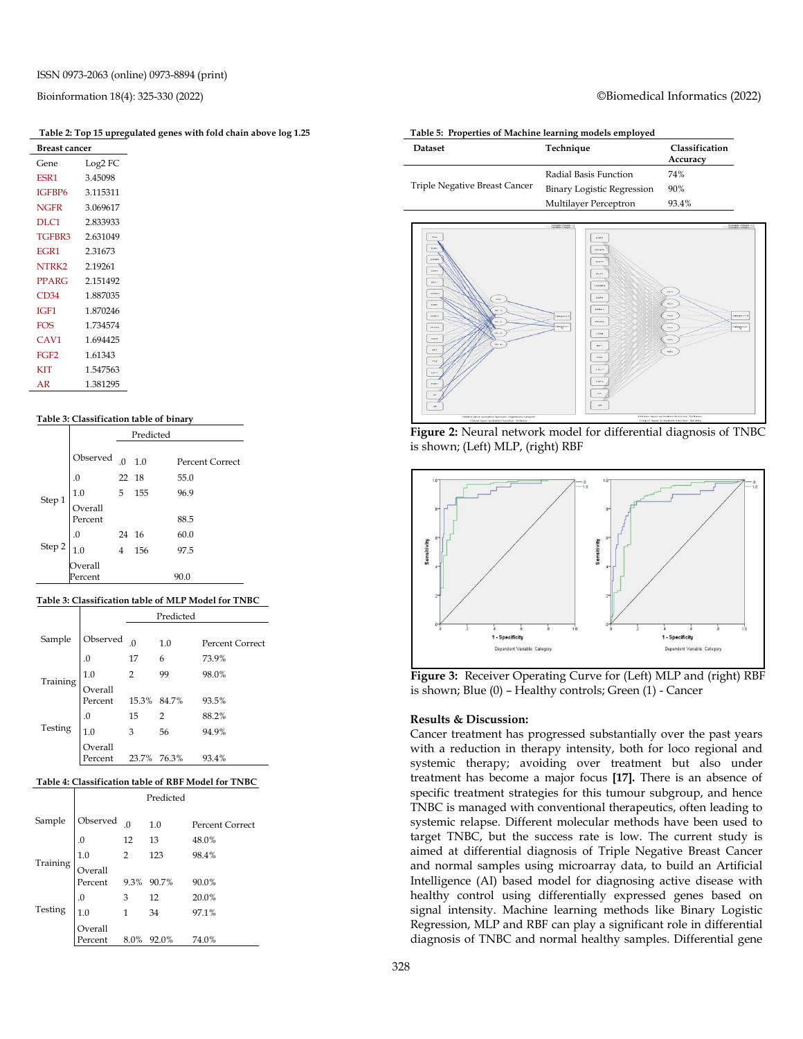**Table 2: Top 15 upregulated genes with fold chain above log 1.25**

| Breast cancer | |
|---|---|
| Gene | Log2 FC |
| ESR1 | 3.45098 |
| IGFBP6 | 3.115311 |
| NGFR | 3.069617 |
| DLC1 | 2.833933 |
| TGFBR3 | 2.631049 |
| EGR1 | 2.31673 |
| NTRK2 | 2.19261 |
| PPARG | 2.151492 |
| CD34 | 1.887035 |
| IGF1 | 1.870246 |
| FOS | 1.734574 |
| CAV1 | 1.694425 |
| FGF2 | 1.61343 |
| KIT | 1.547563 |
| AR | 1.381295 |

**Table 3: Classification table of binary**

| | Observed | Predicted .0 | Predicted 1.0 | Percent Correct |
|---|---|---|---|---|
| Step 1 | .0 | 22 | 18 | 55.0 |
| | 1.0 | 5 | 155 | 96.9 |
| | Overall Percent | | | 88.5 |
| Step 2 | .0 | 24 | 16 | 60.0 |
| | 1.0 | 4 | 156 | 97.5 |
| | Overall Percent | | | 90.0 |

**Table 3: Classification table of MLP Model for TNBC**

| Sample | Observed | Predicted .0 | Predicted 1.0 | Percent Correct |
|---|---|---|---|---|
| Training | .0 | 17 | 6 | 73.9% |
| | 1.0 | 2 | 99 | 98.0% |
| | Overall Percent | 15.3% | 84.7% | 93.5% |
| Testing | .0 | 15 | 2 | 88.2% |
| | 1.0 | 3 | 56 | 94.9% |
| | Overall Percent | 23.7% | 76.3% | 93.4% |

**Table 4: Classification table of RBF Model for TNBC**

| Sample | Observed | Predicted .0 | Predicted 1.0 | Percent Correct |
|---|---|---|---|---|
| Training | .0 | 12 | 13 | 48.0% |
| | 1.0 | 2 | 123 | 98.4% |
| | Overall Percent | 9.3% | 90.7% | 90.0% |
| Testing | .0 | 3 | 12 | 20.0% |
| | 1.0 | 1 | 34 | 97.1% |
| | Overall Percent | 8.0% | 92.0% | 74.0% |

**Table 5: Properties of Machine learning models employed**

| Dataset | Technique | Classification Accuracy |
|---|---|---|
| Triple Negative Breast Cancer | Radial Basis Function | 74% |
| | Binary Logistic Regression | 90% |
| | Multilayer Perceptron | 93.4% |

**Figure 2:** Neural network model for differential diagnosis of TNBC is shown; (Left) MLP, (right) RBF

**Figure 3:** Receiver Operating Curve for (Left) MLP and (right) RBF is shown; Blue (0) – Healthy controls; Green (1) - Cancer

## Results & Discussion:

Cancer treatment has progressed substantially over the past years with a reduction in therapy intensity, both for loco regional and systemic therapy; avoiding over treatment but also under treatment has become a major focus **[17]**. There is an absence of specific treatment strategies for this tumour subgroup, and hence TNBC is managed with conventional therapeutics, often leading to systemic relapse. Different molecular methods have been used to target TNBC, but the success rate is low. The current study is aimed at differential diagnosis of Triple Negative Breast Cancer and normal samples using microarray data, to build an Artificial Intelligence (AI) based model for diagnosing active disease with healthy control using differentially expressed genes based on signal intensity. Machine learning methods like Binary Logistic Regression, MLP and RBF can play a significant role in differential diagnosis of TNBC and normal healthy samples. Differential gene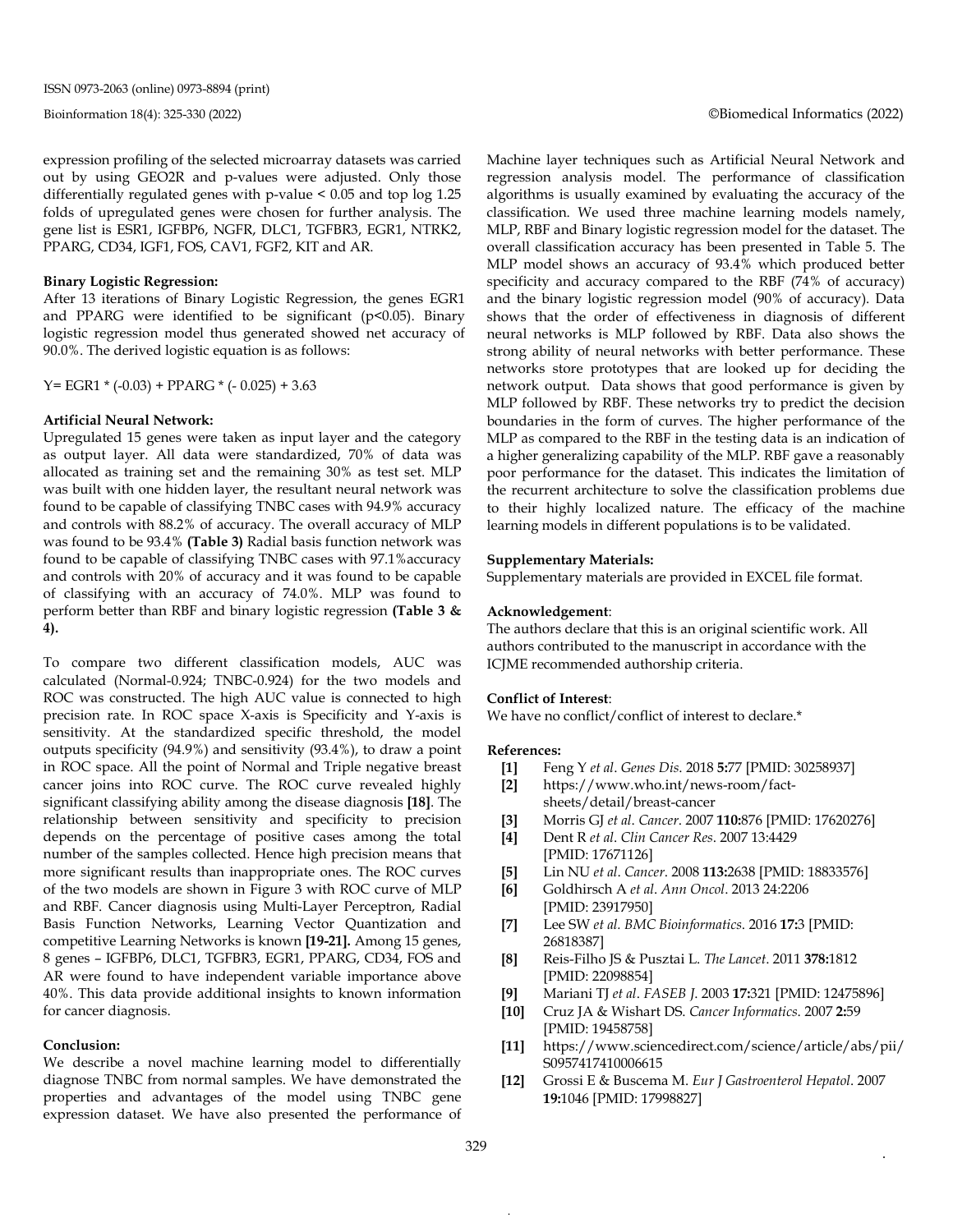expression profiling of the selected microarray datasets was carried out by using GEO2R and p-values were adjusted. Only those differentially regulated genes with p-value < 0.05 and top log 1.25 folds of upregulated genes were chosen for further analysis. The gene list is ESR1, IGFBP6, NGFR, DLC1, TGFBR3, EGR1, NTRK2, PPARG, CD34, IGF1, FOS, CAV1, FGF2, KIT and AR.

**Binary Logistic Regression:**

After 13 iterations of Binary Logistic Regression, the genes EGR1 and PPARG were identified to be significant ($p<0.05$). Binary logistic regression model thus generated showed net accuracy of 90.0%. The derived logistic equation is as follows:

$$Y = EGR1 * (-0.03) + PPARG * (-0.025) + 3.63$$

**Artificial Neural Network:**

Upregulated 15 genes were taken as input layer and the category as output layer. All data were standardized, 70% of data was allocated as training set and the remaining 30% as test set. MLP was built with one hidden layer, the resultant neural network was found to be capable of classifying TNBC cases with 94.9% accuracy and controls with 88.2% of accuracy. The overall accuracy of MLP was found to be 93.4% **(Table 3)** Radial basis function network was found to be capable of classifying TNBC cases with 97.1%accuracy and controls with 20% of accuracy and it was found to be capable of classifying with an accuracy of 74.0%. MLP was found to perform better than RBF and binary logistic regression **(Table 3 & 4).**

To compare two different classification models, AUC was calculated (Normal-0.924; TNBC-0.924) for the two models and ROC was constructed. The high AUC value is connected to high precision rate. In ROC space X-axis is Specificity and Y-axis is sensitivity. At the standardized specific threshold, the model outputs specificity (94.9%) and sensitivity (93.4%), to draw a point in ROC space. All the point of Normal and Triple negative breast cancer joins into ROC curve. The ROC curve revealed highly significant classifying ability among the disease diagnosis **[18]**. The relationship between sensitivity and specificity to precision depends on the percentage of positive cases among the total number of the samples collected. Hence high precision means that more significant results than inappropriate ones. The ROC curves of the two models are shown in Figure 3 with ROC curve of MLP and RBF. Cancer diagnosis using Multi-Layer Perceptron, Radial Basis Function Networks, Learning Vector Quantization and competitive Learning Networks is known **[19-21].** Among 15 genes, 8 genes – IGFBP6, DLC1, TGFBR3, EGR1, PPARG, CD34, FOS and AR were found to have independent variable importance above 40%. This data provide additional insights to known information for cancer diagnosis.

**Conclusion:**

We describe a novel machine learning model to differentially diagnose TNBC from normal samples. We have demonstrated the properties and advantages of the model using TNBC gene expression dataset. We have also presented the performance of Machine layer techniques such as Artificial Neural Network and regression analysis model. The performance of classification algorithms is usually examined by evaluating the accuracy of the classification. We used three machine learning models namely, MLP, RBF and Binary logistic regression model for the dataset. The overall classification accuracy has been presented in Table 5. The MLP model shows an accuracy of 93.4% which produced better specificity and accuracy compared to the RBF (74% of accuracy) and the binary logistic regression model (90% of accuracy). Data shows that the order of effectiveness in diagnosis of different neural networks is MLP followed by RBF. Data also shows the strong ability of neural networks with better performance. These networks store prototypes that are looked up for deciding the network output. Data shows that good performance is given by MLP followed by RBF. These networks try to predict the decision boundaries in the form of curves. The higher performance of the MLP as compared to the RBF in the testing data is an indication of a higher generalizing capability of the MLP. RBF gave a reasonably poor performance for the dataset. This indicates the limitation of the recurrent architecture to solve the classification problems due to their highly localized nature. The efficacy of the machine learning models in different populations is to be validated.

**Supplementary Materials:**

Supplementary materials are provided in EXCEL file format.

**Acknowledgement**:

The authors declare that this is an original scientific work. All authors contributed to the manuscript in accordance with the ICJME recommended authorship criteria.

**Conflict of Interest**:

We have no conflict/conflict of interest to declare.*

**References:**

- **[1]** Feng Y *et al*. *Genes Dis*. 2018 **5:**77 [PMID: 30258937]
- **[2]** https://www.who.int/news-room/fact-sheets/detail/breast-cancer
- **[3]** Morris GJ *et al*. *Cancer*. 2007 **110:**876 [PMID: 17620276]
- **[4]** Dent R *et al*. *Clin Cancer Res*. 2007 13:4429 [PMID: 17671126]
- **[5]** Lin NU *et al*. *Cancer*. 2008 **113:**2638 [PMID: 18833576]
- **[6]** Goldhirsch A *et al*. *Ann Oncol*. 2013 24:2206 [PMID: 23917950]
- **[7]** Lee SW *et al*. *BMC Bioinformatics*. 2016 **17:**3 [PMID: 26818387]
- **[8]** Reis-Filho JS & Pusztai L. *The Lancet*. 2011 **378:**1812 [PMID: 22098854]
- **[9]** Mariani TJ *et al*. *FASEB J*. 2003 **17:**321 [PMID: 12475896]
- **[10]** Cruz JA & Wishart DS. *Cancer Informatics*. 2007 **2:**59 [PMID: 19458758]
- **[11]** https://www.sciencedirect.com/science/article/abs/pii/S0957417410006615
- **[12]** Grossi E & Buscema M. *Eur J Gastroenterol Hepatol*. 2007 **19:**1046 [PMID: 17998827]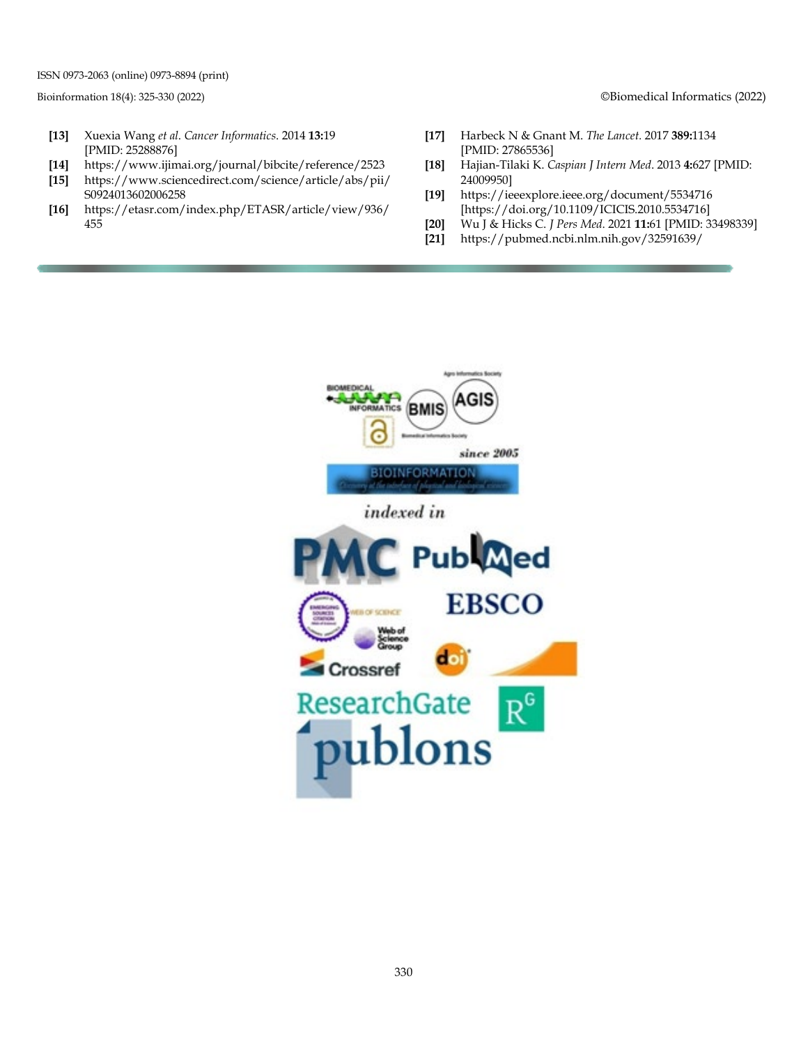[13] Xuexia Wang *et al*. *Cancer Informatics*. 2014 **13:**19 [PMID: 25288876]

[14] https://www.ijimai.org/journal/bibcite/reference/2523

[15] https://www.sciencedirect.com/science/article/abs/pii/S0924013602006258

[16] https://etasr.com/index.php/ETASR/article/view/936/455

[17] Harbeck N & Gnant M. *The Lancet*. 2017 **389:**1134 [PMID: 27865536]

[18] Hajian-Tilaki K. *Caspian J Intern Med*. 2013 **4:**627 [PMID: 24009950]

[19] https://ieeexplore.ieee.org/document/5534716 [https://doi.org/10.1109/ICICIS.2010.5534716]

[20] Wu J & Hicks C. *J Pers Med*. 2021 **11:**61 [PMID: 33498339]

[21] https://pubmed.ncbi.nlm.nih.gov/32591639/